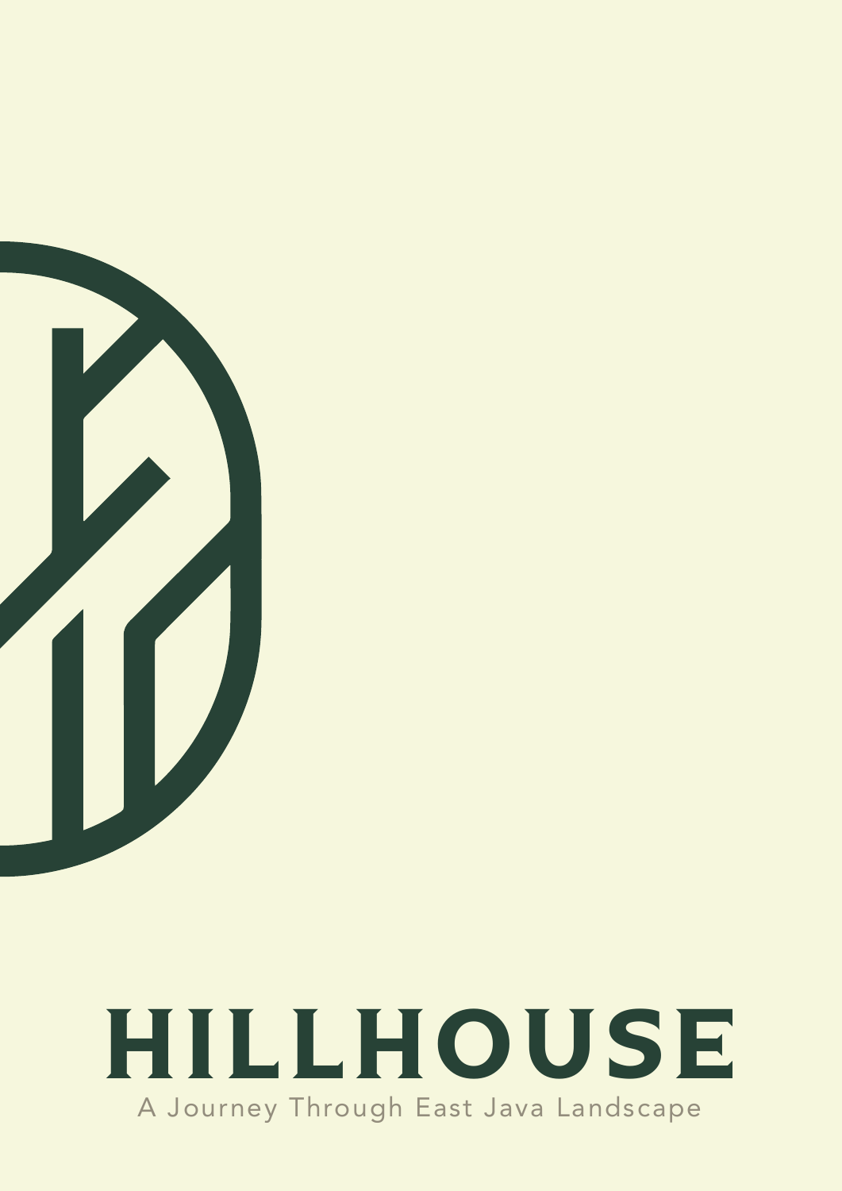# HILLHOUSE

A Journey Through East Java Landscape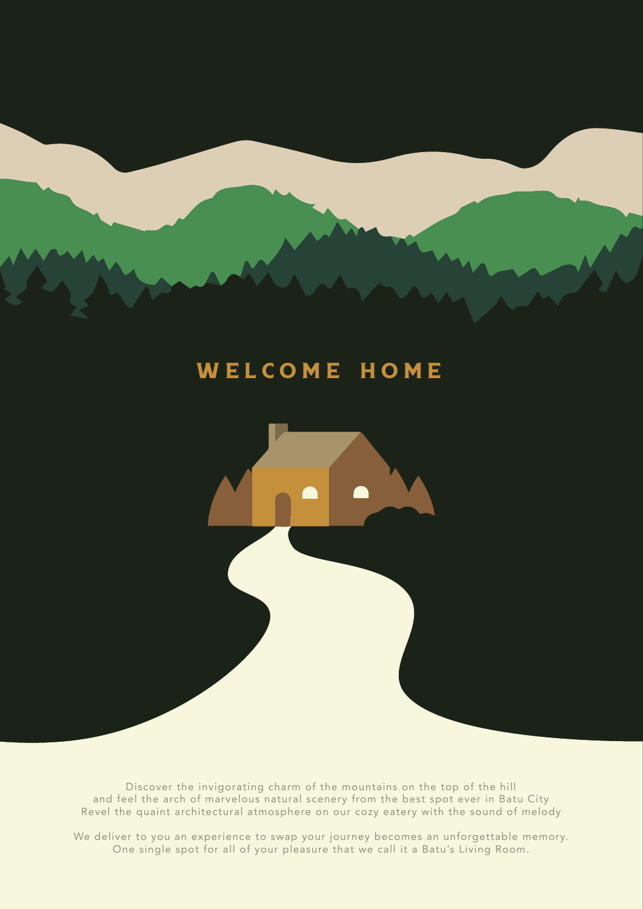# WELCOME HOME

Discover the invigorating charm of the mountains on the top of the hill
and feel the arch of marvelous natural scenery from the best spot ever in Batu City
Revel the quaint architectural atmosphere on our cozy eatery with the sound of melody

We deliver to you an experience to swap your journey becomes an unforgettable memory.
One single spot for all of your pleasure that we call it a Batu's Living Room.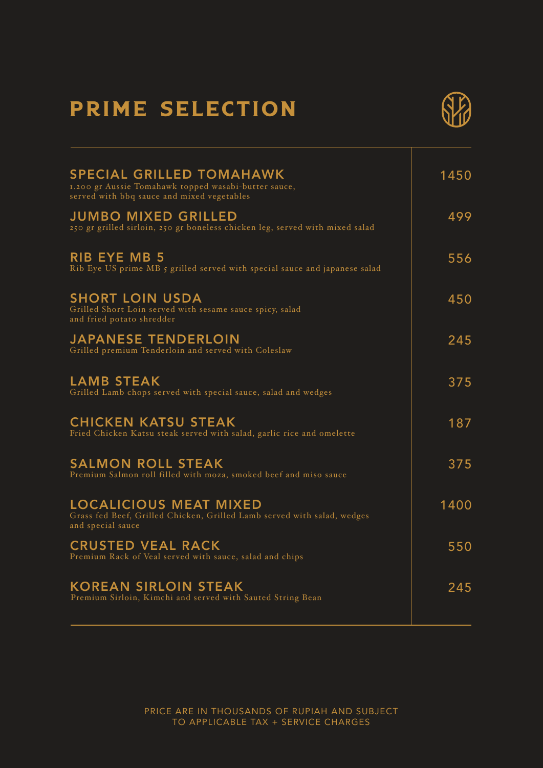# PRIME SELECTION

| Item | Price |
|---|---|
| **SPECIAL GRILLED TOMAHAWK**<br>1.200 gr Aussie Tomahawk topped wasabi-butter sauce, served with bbq sauce and mixed vegetables | 1450 |
| **JUMBO MIXED GRILLED**<br>250 gr grilled sirloin, 250 gr boneless chicken leg, served with mixed salad | 499 |
| **RIB EYE MB 5**<br>Rib Eye US prime MB 5 grilled served with special sauce and japanese salad | 556 |
| **SHORT LOIN USDA**<br>Grilled Short Loin served with sesame sauce spicy, salad and fried potato shredder | 450 |
| **JAPANESE TENDERLOIN**<br>Grilled premium Tenderloin and served with Coleslaw | 245 |
| **LAMB STEAK**<br>Grilled Lamb chops served with special sauce, salad and wedges | 375 |
| **CHICKEN KATSU STEAK**<br>Fried Chicken Katsu steak served with salad, garlic rice and omelette | 187 |
| **SALMON ROLL STEAK**<br>Premium Salmon roll filled with moza, smoked beef and miso sauce | 375 |
| **LOCALICIOUS MEAT MIXED**<br>Grass fed Beef, Grilled Chicken, Grilled Lamb served with salad, wedges and special sauce | 1400 |
| **CRUSTED VEAL RACK**<br>Premium Rack of Veal served with sauce, salad and chips | 550 |
| **KOREAN SIRLOIN STEAK**<br>Premium Sirloin, Kimchi and served with Sauted String Bean | 245 |

PRICE ARE IN THOUSANDS OF RUPIAH AND SUBJECT TO APPLICABLE TAX + SERVICE CHARGES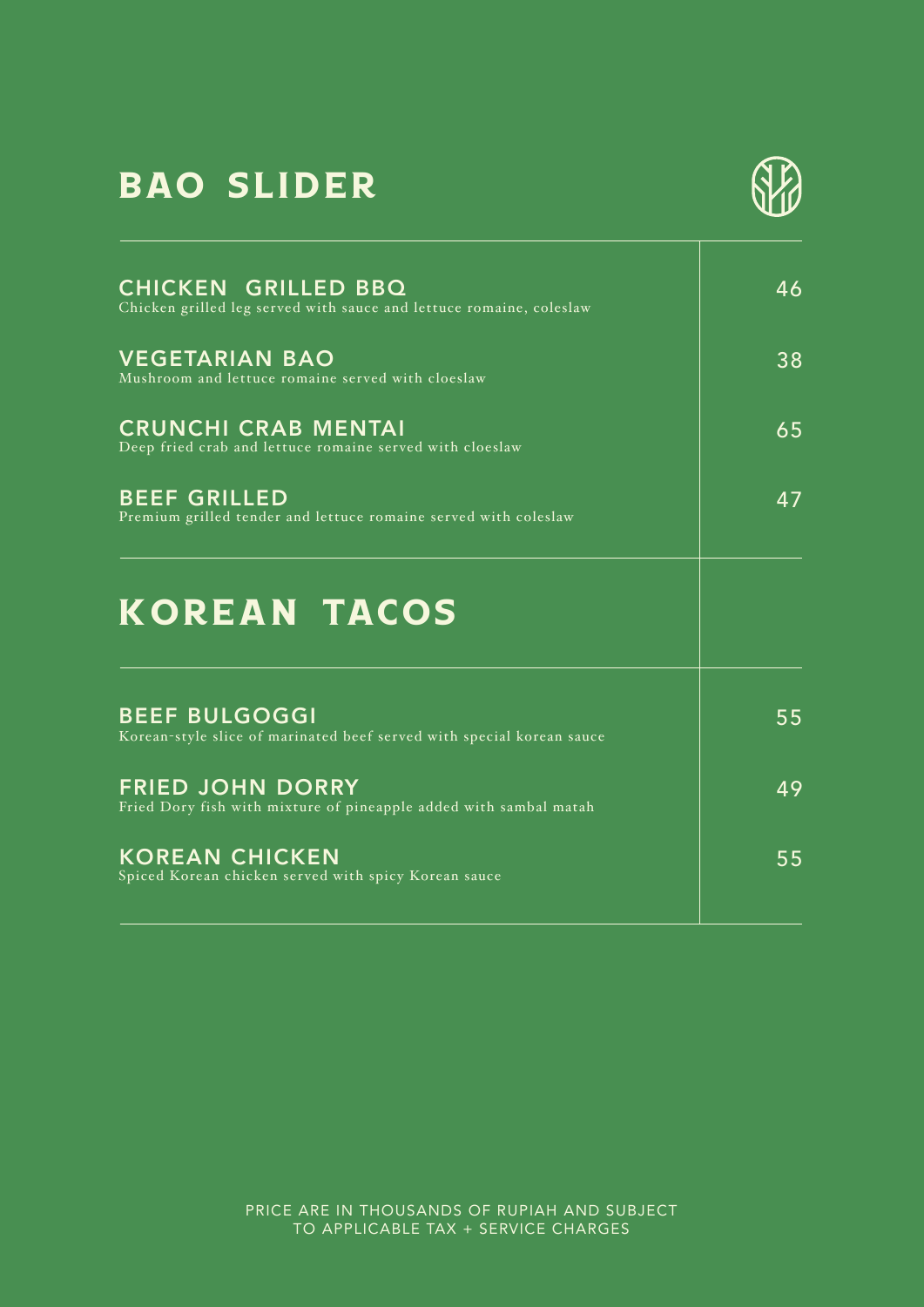# BAO SLIDER

| Item | Price |
|---|---|
| **CHICKEN GRILLED BBQ**<br>Chicken grilled leg served with sauce and lettuce romaine, coleslaw | 46 |
| **VEGETARIAN BAO**<br>Mushroom and lettuce romaine served with cloeslaw | 38 |
| **CRUNCHI CRAB MENTAI**<br>Deep fried crab and lettuce romaine served with cloeslaw | 65 |
| **BEEF GRILLED**<br>Premium grilled tender and lettuce romaine served with coleslaw | 47 |

# KOREAN TACOS

| Item | Price |
|---|---|
| **BEEF BULGOGGI**<br>Korean-style slice of marinated beef served with special korean sauce | 55 |
| **FRIED JOHN DORRY**<br>Fried Dory fish with mixture of pineapple added with sambal matah | 49 |
| **KOREAN CHICKEN**<br>Spiced Korean chicken served with spicy Korean sauce | 55 |

PRICE ARE IN THOUSANDS OF RUPIAH AND SUBJECT TO APPLICABLE TAX + SERVICE CHARGES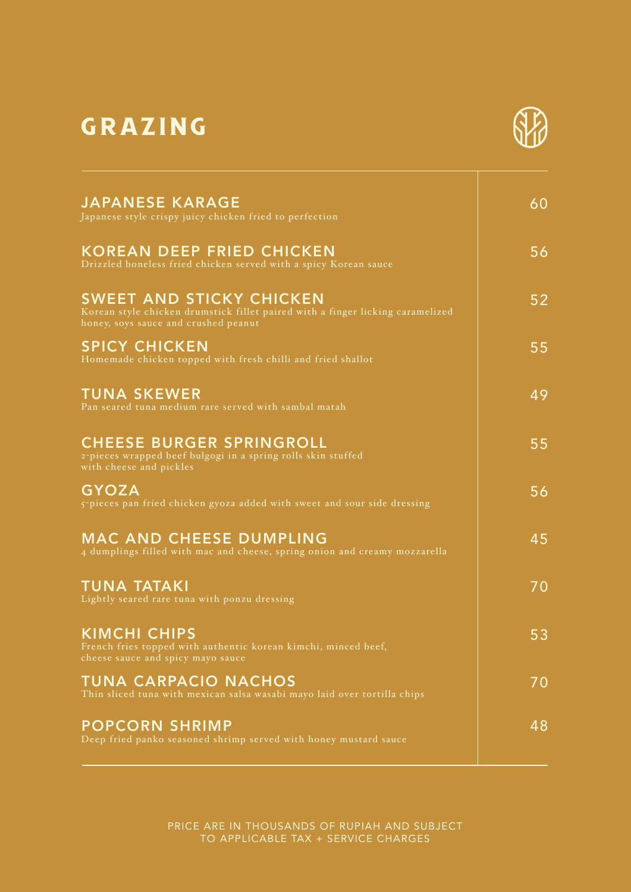# GRAZING

| Item | Price |
| --- | --- |
| **JAPANESE KARAGE**<br>Japanese style crispy juicy chicken fried to perfection | 60 |
| **KOREAN DEEP FRIED CHICKEN**<br>Drizzled boneless fried chicken served with a spicy Korean sauce | 56 |
| **SWEET AND STICKY CHICKEN**<br>Korean style chicken drumstick fillet paired with a finger licking caramelized honey, soys sauce and crushed peanut | 52 |
| **SPICY CHICKEN**<br>Homemade chicken topped with fresh chilli and fried shallot | 55 |
| **TUNA SKEWER**<br>Pan seared tuna medium rare served with sambal matah | 49 |
| **CHEESE BURGER SPRINGROLL**<br>2-pieces wrapped beef bulgogi in a spring rolls skin stuffed with cheese and pickles | 55 |
| **GYOZA**<br>5-pieces pan fried chicken gyoza added with sweet and sour side dressing | 56 |
| **MAC AND CHEESE DUMPLING**<br>4 dumplings filled with mac and cheese, spring onion and creamy mozzarella | 45 |
| **TUNA TATAKI**<br>Lightly seared rare tuna with ponzu dressing | 70 |
| **KIMCHI CHIPS**<br>French fries topped with authentic korean kimchi, minced beef, cheese sauce and spicy mayo sauce | 53 |
| **TUNA CARPACIO NACHOS**<br>Thin sliced tuna with mexican salsa wasabi mayo laid over tortilla chips | 70 |
| **POPCORN SHRIMP**<br>Deep fried panko seasoned shrimp served with honey mustard sauce | 48 |

PRICE ARE IN THOUSANDS OF RUPIAH AND SUBJECT TO APPLICABLE TAX + SERVICE CHARGES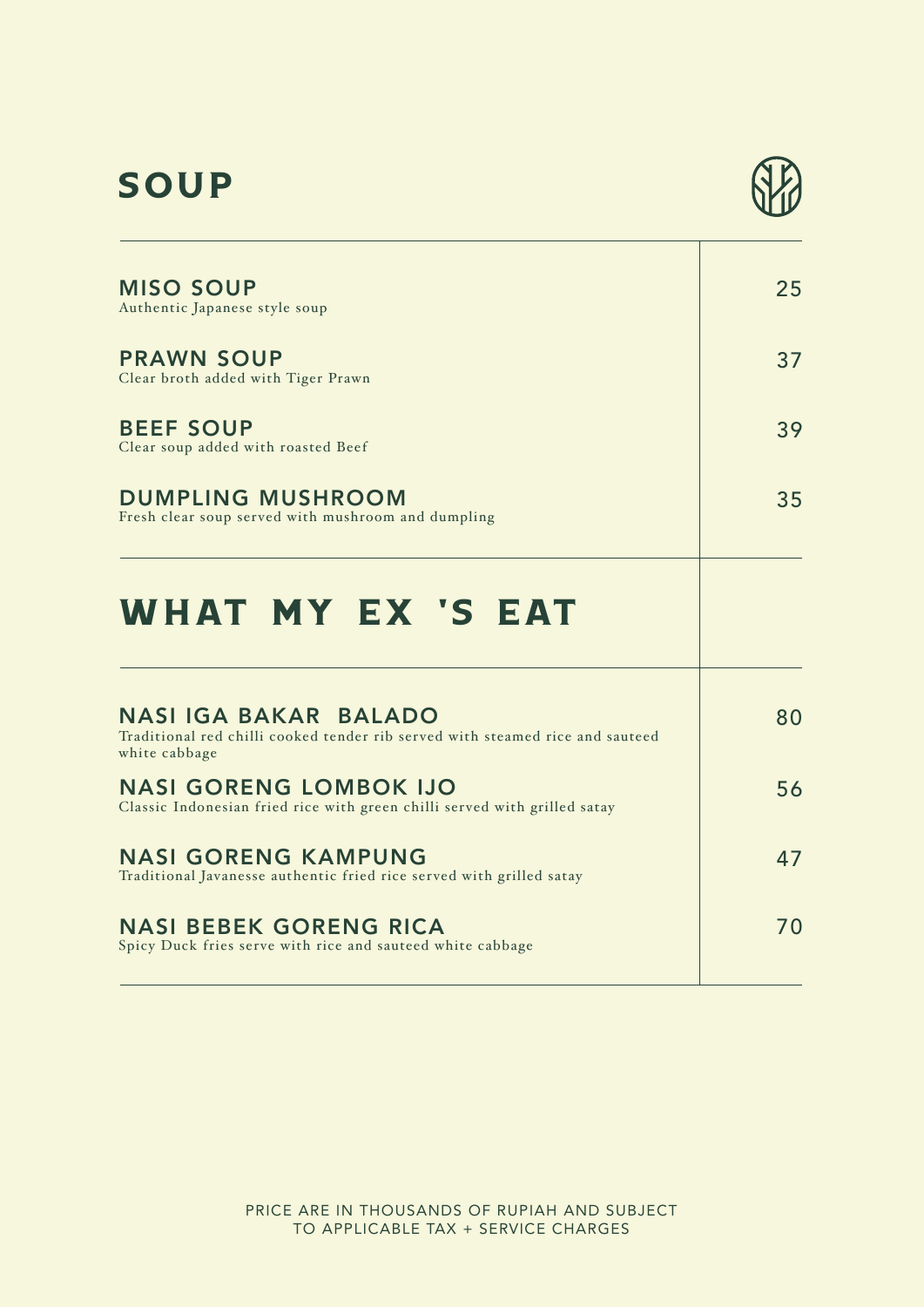# SOUP

| | |
|---|---|
| **MISO SOUP**<br>Authentic Japanese style soup | 25 |
| **PRAWN SOUP**<br>Clear broth added with Tiger Prawn | 37 |
| **BEEF SOUP**<br>Clear soup added with roasted Beef | 39 |
| **DUMPLING MUSHROOM**<br>Fresh clear soup served with mushroom and dumpling | 35 |

# WHAT MY EX 'S EAT

| | |
|---|---|
| **NASI IGA BAKAR BALADO**<br>Traditional red chilli cooked tender rib served with steamed rice and sauteed white cabbage | 80 |
| **NASI GORENG LOMBOK IJO**<br>Classic Indonesian fried rice with green chilli served with grilled satay | 56 |
| **NASI GORENG KAMPUNG**<br>Traditional Javanesse authentic fried rice served with grilled satay | 47 |
| **NASI BEBEK GORENG RICA**<br>Spicy Duck fries serve with rice and sauteed white cabbage | 70 |

PRICE ARE IN THOUSANDS OF RUPIAH AND SUBJECT TO APPLICABLE TAX + SERVICE CHARGES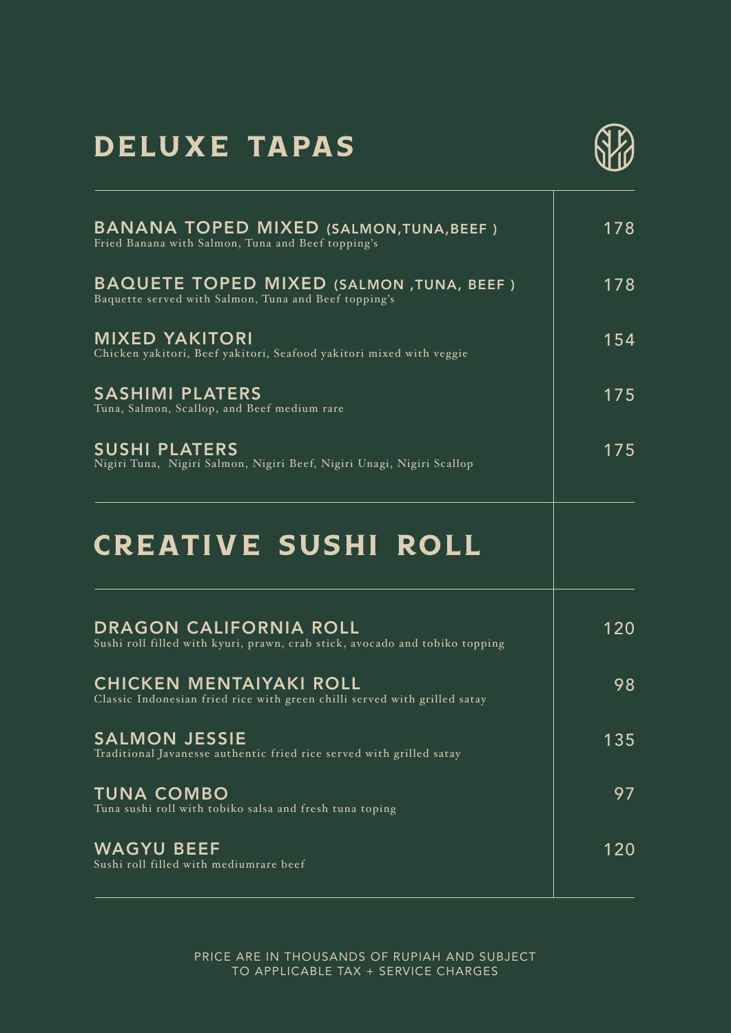# DELUXE TAPAS

| Item | Price |
| --- | --- |
| **BANANA TOPED MIXED (SALMON,TUNA,BEEF )**<br>Fried Banana with Salmon, Tuna and Beef topping's | 178 |
| **BAQUETE TOPED MIXED (SALMON ,TUNA, BEEF )**<br>Baquette served with Salmon, Tuna and Beef topping's | 178 |
| **MIXED YAKITORI**<br>Chicken yakitori, Beef yakitori, Seafood yakitori mixed with veggie | 154 |
| **SASHIMI PLATERS**<br>Tuna, Salmon, Scallop, and Beef medium rare | 175 |
| **SUSHI PLATERS**<br>Nigiri Tuna, Nigiri Salmon, Nigiri Beef, Nigiri Unagi, Nigiri Scallop | 175 |

# CREATIVE SUSHI ROLL

| Item | Price |
| --- | --- |
| **DRAGON CALIFORNIA ROLL**<br>Sushi roll filled with kyuri, prawn, crab stick, avocado and tobiko topping | 120 |
| **CHICKEN MENTAIYAKI ROLL**<br>Classic Indonesian fried rice with green chilli served with grilled satay | 98 |
| **SALMON JESSIE**<br>Traditional Javanesse authentic fried rice served with grilled satay | 135 |
| **TUNA COMBO**<br>Tuna sushi roll with tobiko salsa and fresh tuna toping | 97 |
| **WAGYU BEEF**<br>Sushi roll filled with mediumrare beef | 120 |

PRICE ARE IN THOUSANDS OF RUPIAH AND SUBJECT TO APPLICABLE TAX + SERVICE CHARGES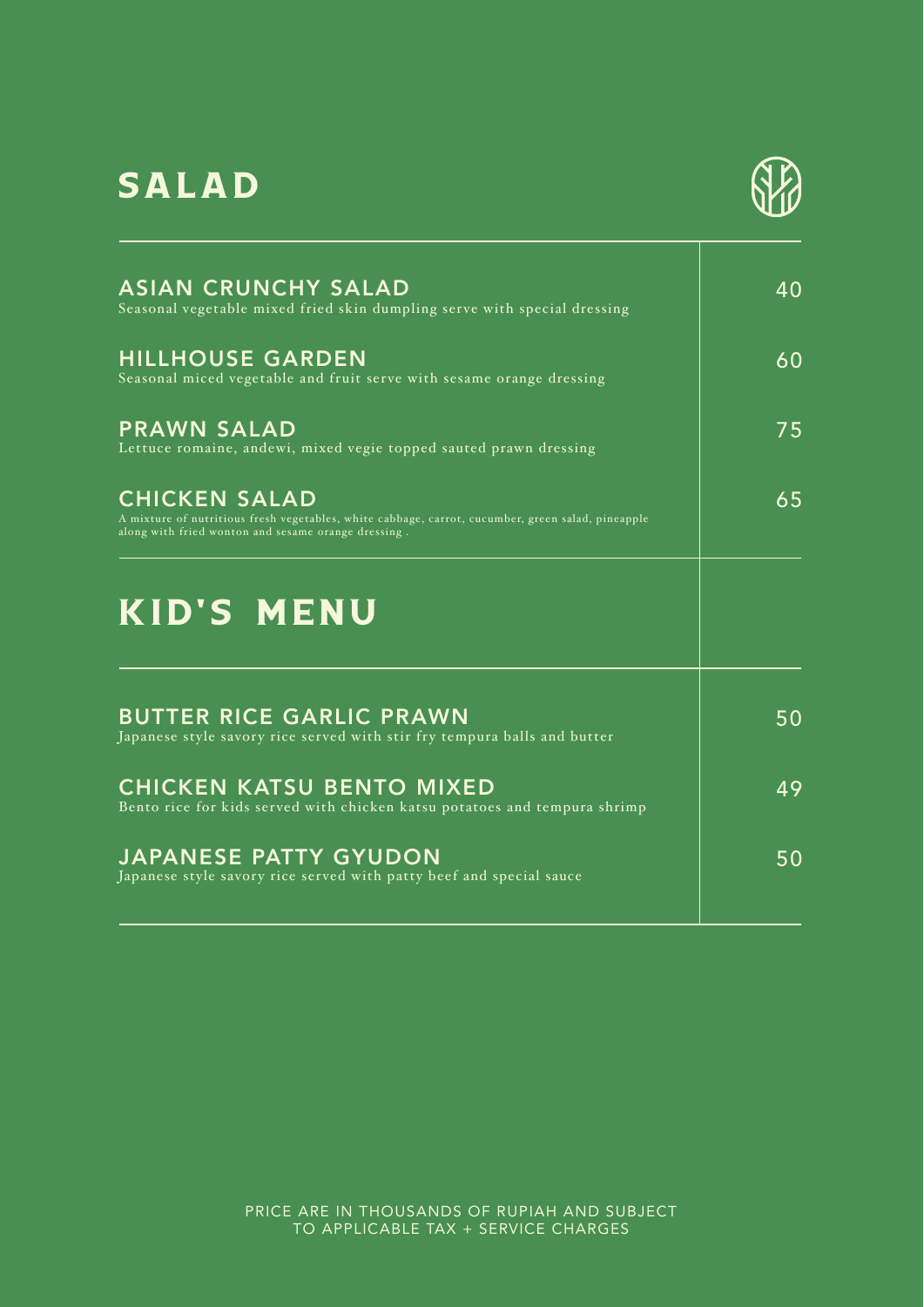# SALAD

| Item | Price |
|---|---|
| **ASIAN CRUNCHY SALAD**<br>Seasonal vegetable mixed fried skin dumpling serve with special dressing | 40 |
| **HILLHOUSE GARDEN**<br>Seasonal miced vegetable and fruit serve with sesame orange dressing | 60 |
| **PRAWN SALAD**<br>Lettuce romaine, andewi, mixed vegie topped sauted prawn dressing | 75 |
| **CHICKEN SALAD**<br>A mixture of nutritious fresh vegetables, white cabbage, carrot, cucumber, green salad, pineapple along with fried wonton and sesame orange dressing . | 65 |

# KID'S MENU

| Item | Price |
|---|---|
| **BUTTER RICE GARLIC PRAWN**<br>Japanese style savory rice served with stir fry tempura balls and butter | 50 |
| **CHICKEN KATSU BENTO MIXED**<br>Bento rice for kids served with chicken katsu potatoes and tempura shrimp | 49 |
| **JAPANESE PATTY GYUDON**<br>Japanese style savory rice served with patty beef and special sauce | 50 |

PRICE ARE IN THOUSANDS OF RUPIAH AND SUBJECT TO APPLICABLE TAX + SERVICE CHARGES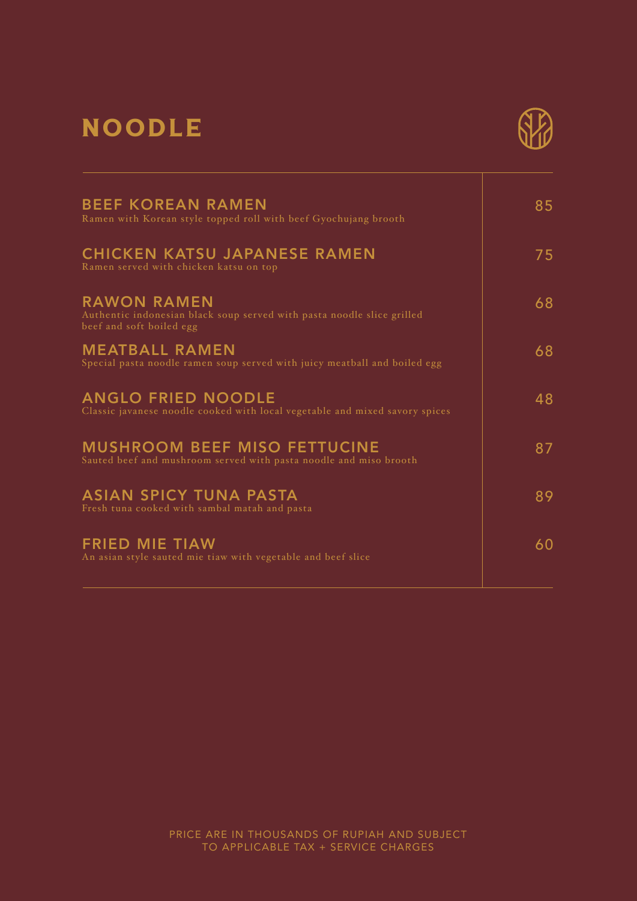# NOODLE

| Item | Price |
|---|---|
| **BEEF KOREAN RAMEN**<br>Ramen with Korean style topped roll with beef Gyochujang brooth | 85 |
| **CHICKEN KATSU JAPANESE RAMEN**<br>Ramen served with chicken katsu on top | 75 |
| **RAWON RAMEN**<br>Authentic indonesian black soup served with pasta noodle slice grilled beef and soft boiled egg | 68 |
| **MEATBALL RAMEN**<br>Special pasta noodle ramen soup served with juicy meatball and boiled egg | 68 |
| **ANGLO FRIED NOODLE**<br>Classic javanese noodle cooked with local vegetable and mixed savory spices | 48 |
| **MUSHROOM BEEF MISO FETTUCINE**<br>Sauted beef and mushroom served with pasta noodle and miso brooth | 87 |
| **ASIAN SPICY TUNA PASTA**<br>Fresh tuna cooked with sambal matah and pasta | 89 |
| **FRIED MIE TIAW**<br>An asian style sauted mie tiaw with vegetable and beef slice | 60 |

PRICE ARE IN THOUSANDS OF RUPIAH AND SUBJECT TO APPLICABLE TAX + SERVICE CHARGES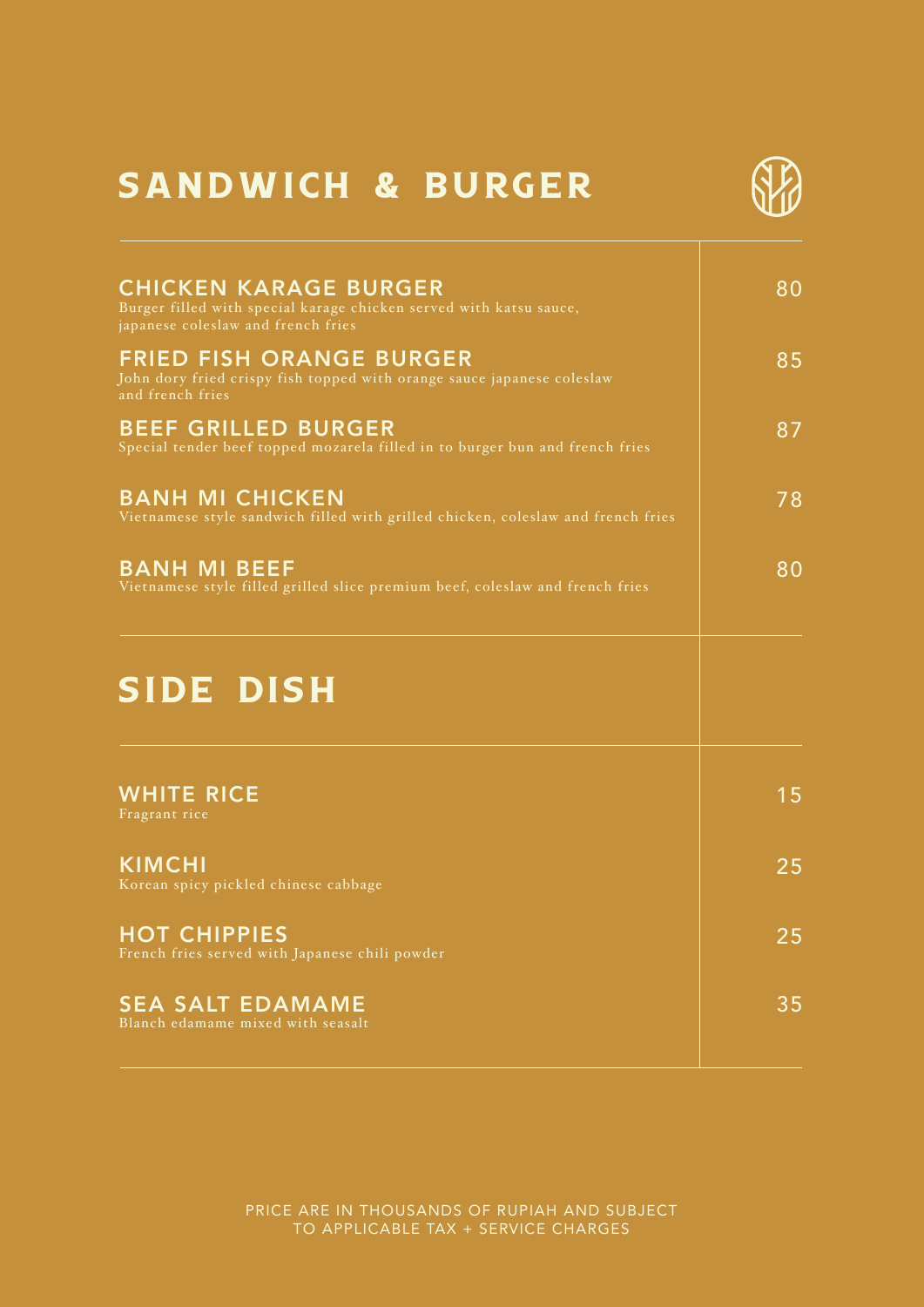# SANDWICH & BURGER

| | |
|---|---|
| **CHICKEN KARAGE BURGER**<br>Burger filled with special karage chicken served with katsu sauce, japanese coleslaw and french fries | 80 |
| **FRIED FISH ORANGE BURGER**<br>John dory fried crispy fish topped with orange sauce japanese coleslaw and french fries | 85 |
| **BEEF GRILLED BURGER**<br>Special tender beef topped mozarela filled in to burger bun and french fries | 87 |
| **BANH MI CHICKEN**<br>Vietnamese style sandwich filled with grilled chicken, coleslaw and french fries | 78 |
| **BANH MI BEEF**<br>Vietnamese style filled grilled slice premium beef, coleslaw and french fries | 80 |

# SIDE DISH

| | |
|---|---|
| **WHITE RICE**<br>Fragrant rice | 15 |
| **KIMCHI**<br>Korean spicy pickled chinese cabbage | 25 |
| **HOT CHIPPIES**<br>French fries served with Japanese chili powder | 25 |
| **SEA SALT EDAMAME**<br>Blanch edamame mixed with seasalt | 35 |

PRICE ARE IN THOUSANDS OF RUPIAH AND SUBJECT TO APPLICABLE TAX + SERVICE CHARGES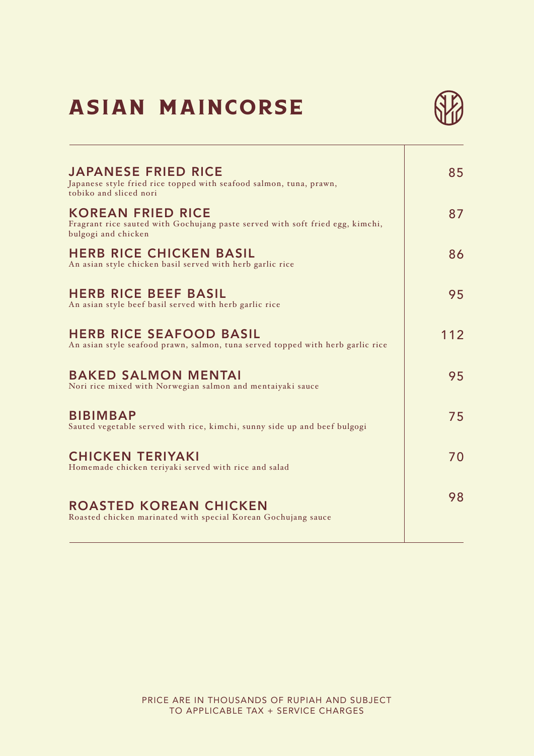# ASIAN MAINCORSE

| Item | Price |
|---|---|
| **JAPANESE FRIED RICE**<br>Japanese style fried rice topped with seafood salmon, tuna, prawn, tobiko and sliced nori | 85 |
| **KOREAN FRIED RICE**<br>Fragrant rice sauted with Gochujang paste served with soft fried egg, kimchi, bulgogi and chicken | 87 |
| **HERB RICE CHICKEN BASIL**<br>An asian style chicken basil served with herb garlic rice | 86 |
| **HERB RICE BEEF BASIL**<br>An asian style beef basil served with herb garlic rice | 95 |
| **HERB RICE SEAFOOD BASIL**<br>An asian style seafood prawn, salmon, tuna served topped with herb garlic rice | 112 |
| **BAKED SALMON MENTAI**<br>Nori rice mixed with Norwegian salmon and mentaiyaki sauce | 95 |
| **BIBIMBAP**<br>Sauted vegetable served with rice, kimchi, sunny side up and beef bulgogi | 75 |
| **CHICKEN TERIYAKI**<br>Homemade chicken teriyaki served with rice and salad | 70 |
| **ROASTED KOREAN CHICKEN**<br>Roasted chicken marinated with special Korean Gochujang sauce | 98 |

PRICE ARE IN THOUSANDS OF RUPIAH AND SUBJECT TO APPLICABLE TAX + SERVICE CHARGES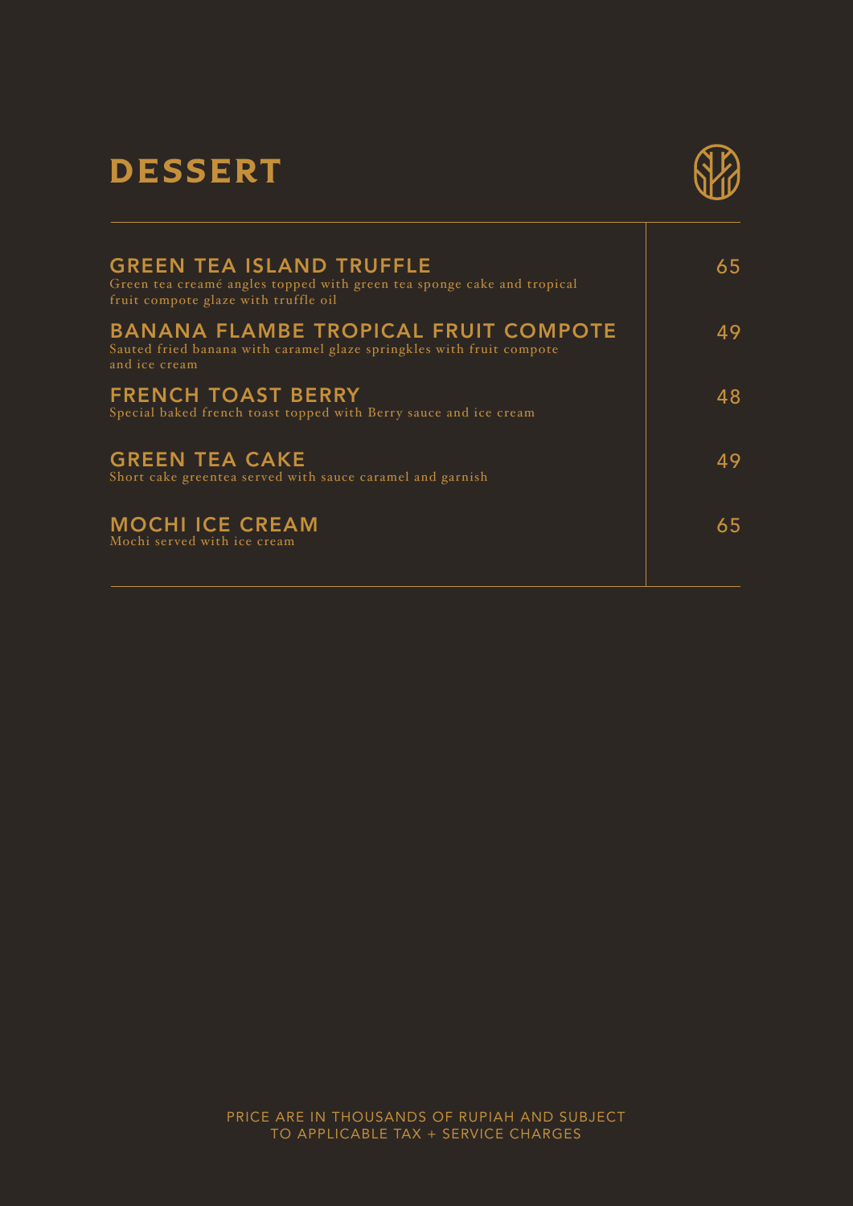# DESSERT

| Item | Price |
|---|---|
| **GREEN TEA ISLAND TRUFFLE**<br>Green tea creamé angles topped with green tea sponge cake and tropical fruit compote glaze with truffle oil | 65 |
| **BANANA FLAMBE TROPICAL FRUIT COMPOTE**<br>Sauted fried banana with caramel glaze springkles with fruit compote and ice cream | 49 |
| **FRENCH TOAST BERRY**<br>Special baked french toast topped with Berry sauce and ice cream | 48 |
| **GREEN TEA CAKE**<br>Short cake greentea served with sauce caramel and garnish | 49 |
| **MOCHI ICE CREAM**<br>Mochi served with ice cream | 65 |

PRICE ARE IN THOUSANDS OF RUPIAH AND SUBJECT TO APPLICABLE TAX + SERVICE CHARGES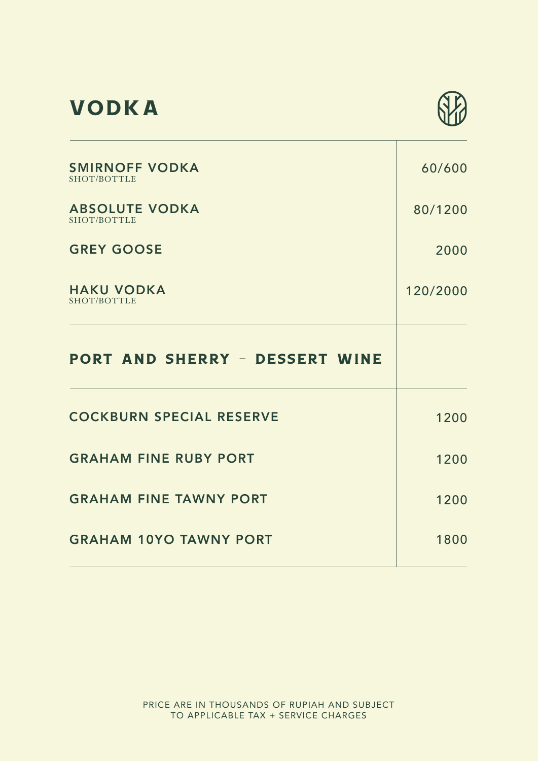# VODKA

| | |
|---|---|
| **SMIRNOFF VODKA** SHOT/BOTTLE | 60/600 |
| **ABSOLUTE VODKA** SHOT/BOTTLE | 80/1200 |
| **GREY GOOSE** | 2000 |
| **HAKU VODKA** SHOT/BOTTLE | 120/2000 |

# PORT AND SHERRY – DESSERT WINE

| | |
|---|---|
| **COCKBURN SPECIAL RESERVE** | 1200 |
| **GRAHAM FINE RUBY PORT** | 1200 |
| **GRAHAM FINE TAWNY PORT** | 1200 |
| **GRAHAM 10YO TAWNY PORT** | 1800 |

PRICE ARE IN THOUSANDS OF RUPIAH AND SUBJECT TO APPLICABLE TAX + SERVICE CHARGES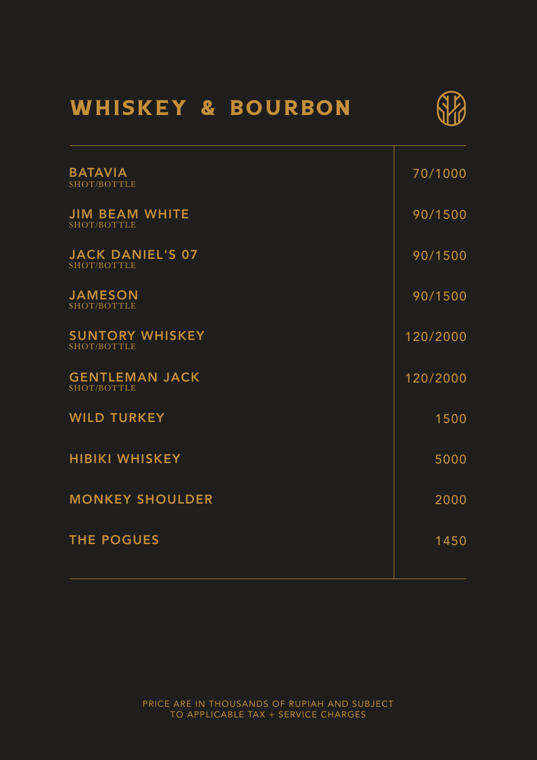# WHISKEY & BOURBON

| Item | Price |
| --- | --- |
| **BATAVIA**<br>SHOT/BOTTLE | 70/1000 |
| **JIM BEAM WHITE**<br>SHOT/BOTTLE | 90/1500 |
| **JACK DANIEL'S 07**<br>SHOT/BOTTLE | 90/1500 |
| **JAMESON**<br>SHOT/BOTTLE | 90/1500 |
| **SUNTORY WHISKEY**<br>SHOT/BOTTLE | 120/2000 |
| **GENTLEMAN JACK**<br>SHOT/BOTTLE | 120/2000 |
| **WILD TURKEY** | 1500 |
| **HIBIKI WHISKEY** | 5000 |
| **MONKEY SHOULDER** | 2000 |
| **THE POGUES** | 1450 |

PRICE ARE IN THOUSANDS OF RUPIAH AND SUBJECT TO APPLICABLE TAX + SERVICE CHARGES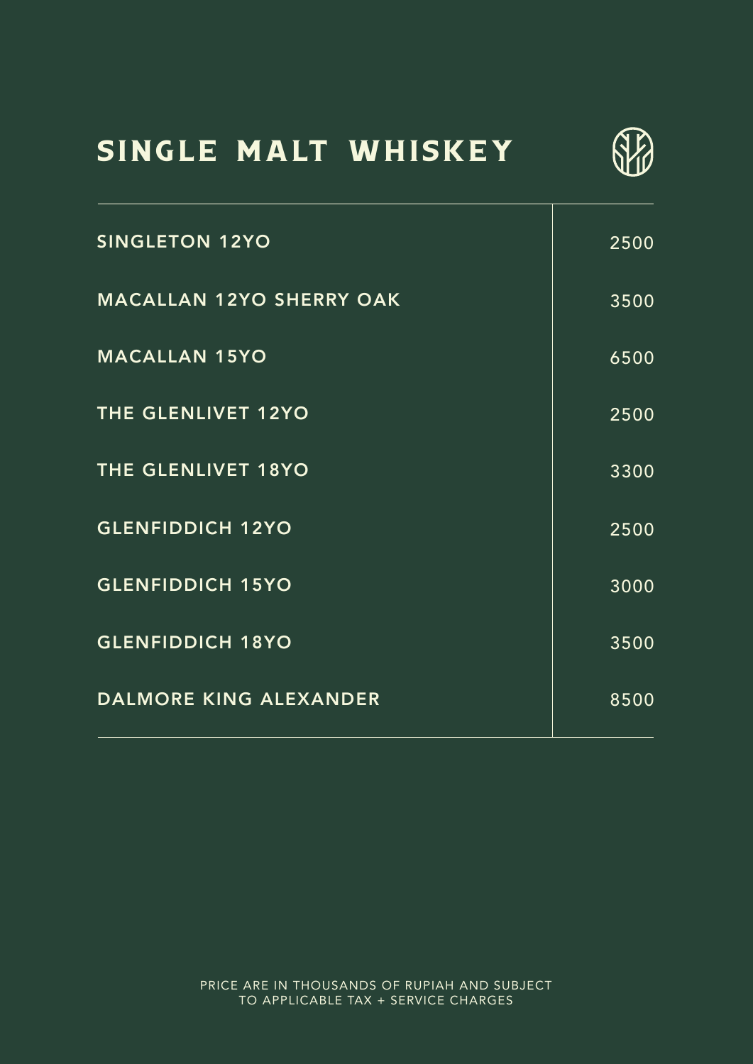# SINGLE MALT WHISKEY

| | |
|---|---|
| SINGLETON 12YO | 2500 |
| MACALLAN 12YO SHERRY OAK | 3500 |
| MACALLAN 15YO | 6500 |
| THE GLENLIVET 12YO | 2500 |
| THE GLENLIVET 18YO | 3300 |
| GLENFIDDICH 12YO | 2500 |
| GLENFIDDICH 15YO | 3000 |
| GLENFIDDICH 18YO | 3500 |
| DALMORE KING ALEXANDER | 8500 |

PRICE ARE IN THOUSANDS OF RUPIAH AND SUBJECT TO APPLICABLE TAX + SERVICE CHARGES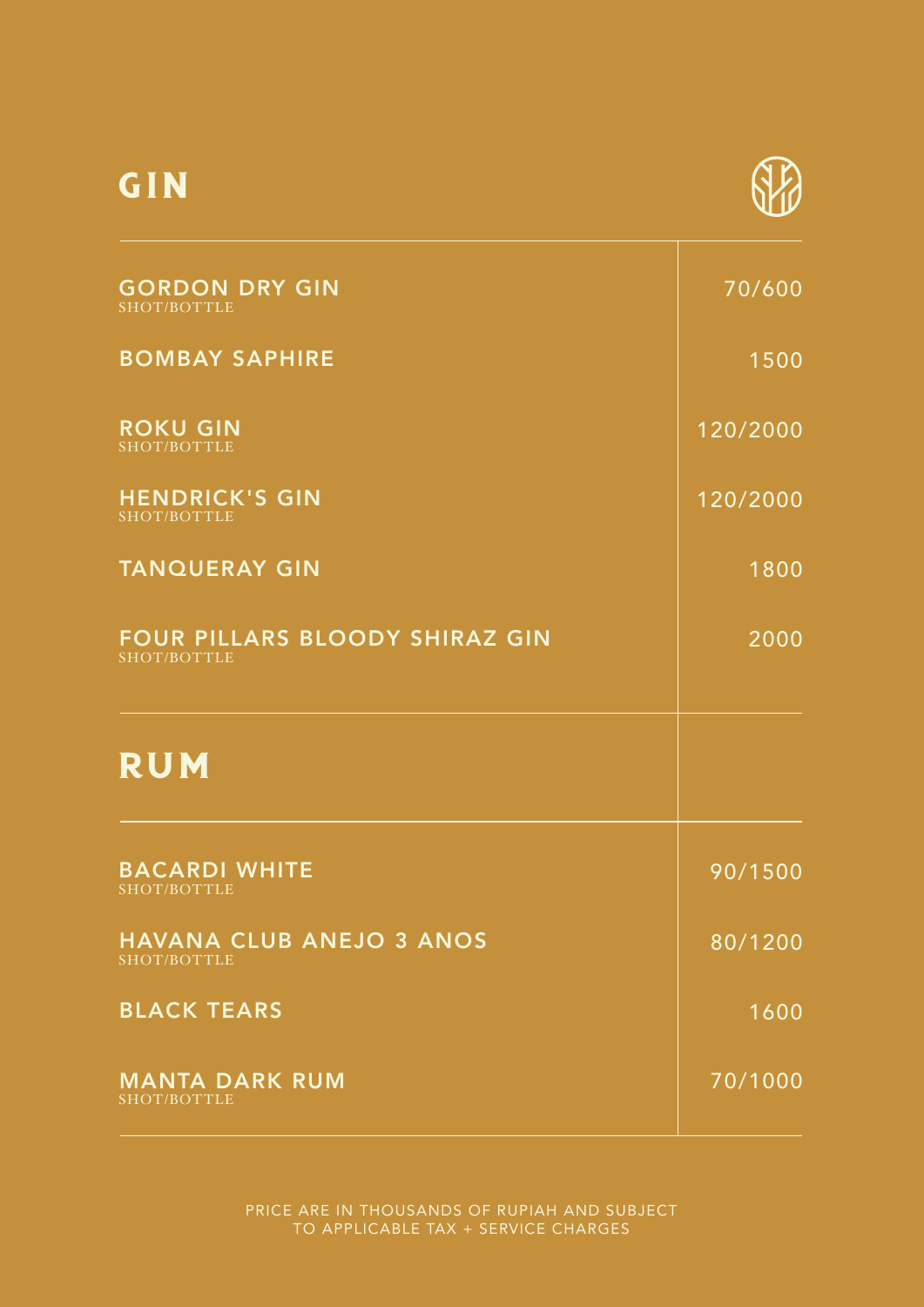# GIN

| Item | Price |
| --- | --- |
| GORDON DRY GIN<br>SHOT/BOTTLE | 70/600 |
| BOMBAY SAPHIRE | 1500 |
| ROKU GIN<br>SHOT/BOTTLE | 120/2000 |
| HENDRICK'S GIN<br>SHOT/BOTTLE | 120/2000 |
| TANQUERAY GIN | 1800 |
| FOUR PILLARS BLOODY SHIRAZ GIN<br>SHOT/BOTTLE | 2000 |

# RUM

| Item | Price |
| --- | --- |
| BACARDI WHITE<br>SHOT/BOTTLE | 90/1500 |
| HAVANA CLUB ANEJO 3 ANOS<br>SHOT/BOTTLE | 80/1200 |
| BLACK TEARS | 1600 |
| MANTA DARK RUM<br>SHOT/BOTTLE | 70/1000 |

PRICE ARE IN THOUSANDS OF RUPIAH AND SUBJECT TO APPLICABLE TAX + SERVICE CHARGES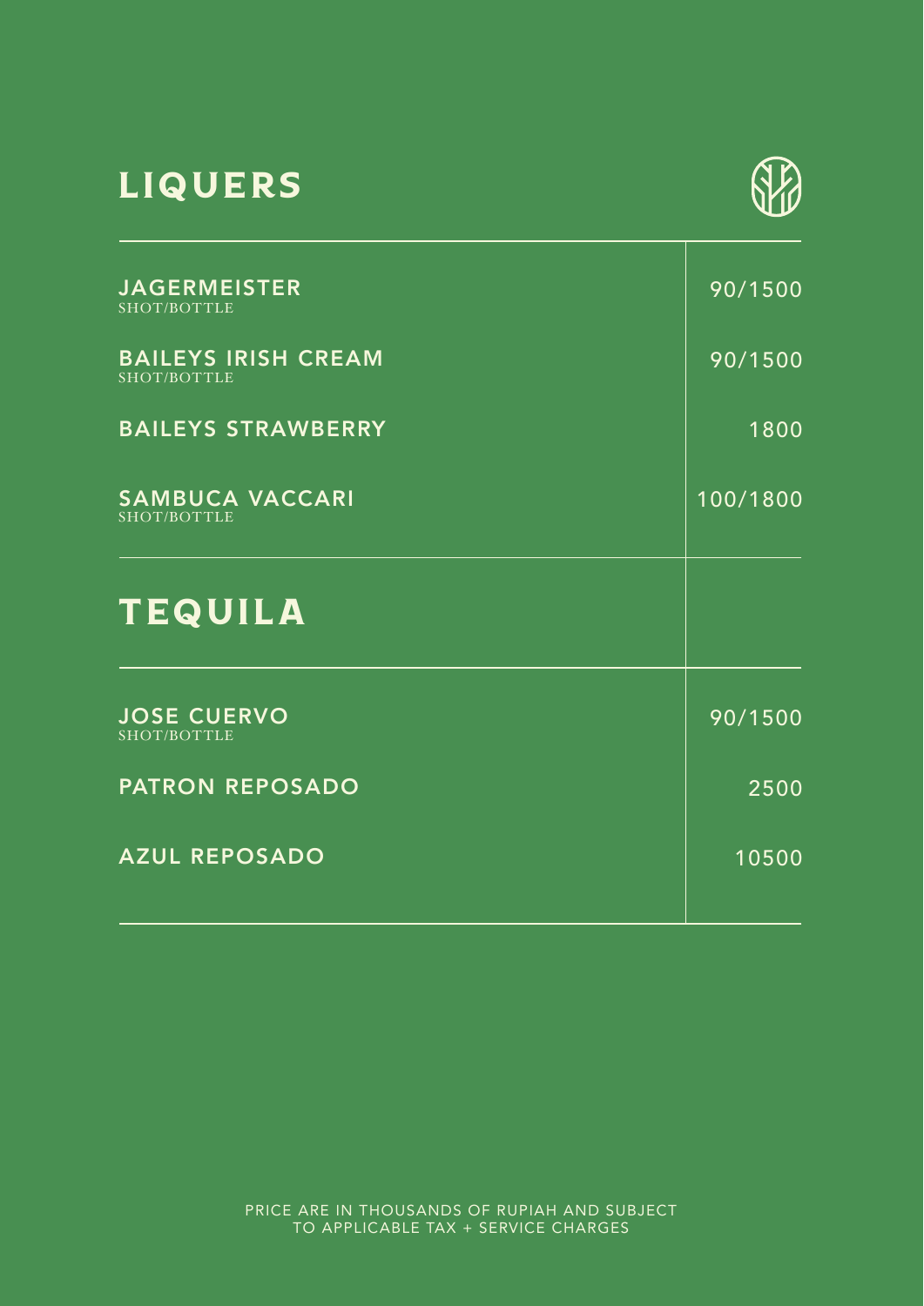# LIQUERS

| Item | Price |
|---|---|
| **JAGERMEISTER** SHOT/BOTTLE | 90/1500 |
| **BAILEYS IRISH CREAM** SHOT/BOTTLE | 90/1500 |
| **BAILEYS STRAWBERRY** | 1800 |
| **SAMBUCA VACCARI** SHOT/BOTTLE | 100/1800 |

# TEQUILA

| Item | Price |
|---|---|
| **JOSE CUERVO** SHOT/BOTTLE | 90/1500 |
| **PATRON REPOSADO** | 2500 |
| **AZUL REPOSADO** | 10500 |

PRICE ARE IN THOUSANDS OF RUPIAH AND SUBJECT TO APPLICABLE TAX + SERVICE CHARGES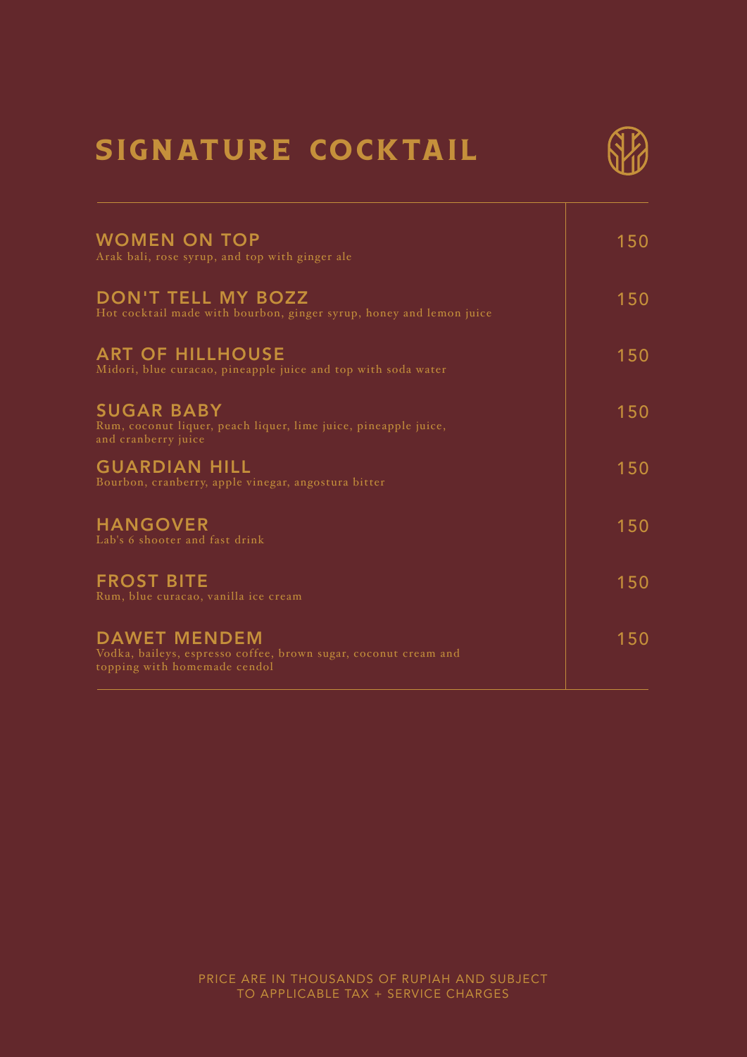# SIGNATURE COCKTAIL

| | |
|---|---|
| **WOMEN ON TOP**<br>Arak bali, rose syrup, and top with ginger ale | 150 |
| **DON'T TELL MY BOZZ**<br>Hot cocktail made with bourbon, ginger syrup, honey and lemon juice | 150 |
| **ART OF HILLHOUSE**<br>Midori, blue curacao, pineapple juice and top with soda water | 150 |
| **SUGAR BABY**<br>Rum, coconut liquer, peach liquer, lime juice, pineapple juice, and cranberry juice | 150 |
| **GUARDIAN HILL**<br>Bourbon, cranberry, apple vinegar, angostura bitter | 150 |
| **HANGOVER**<br>Lab's 6 shooter and fast drink | 150 |
| **FROST BITE**<br>Rum, blue curacao, vanilla ice cream | 150 |
| **DAWET MENDEM**<br>Vodka, baileys, espresso coffee, brown sugar, coconut cream and topping with homemade cendol | 150 |

PRICE ARE IN THOUSANDS OF RUPIAH AND SUBJECT TO APPLICABLE TAX + SERVICE CHARGES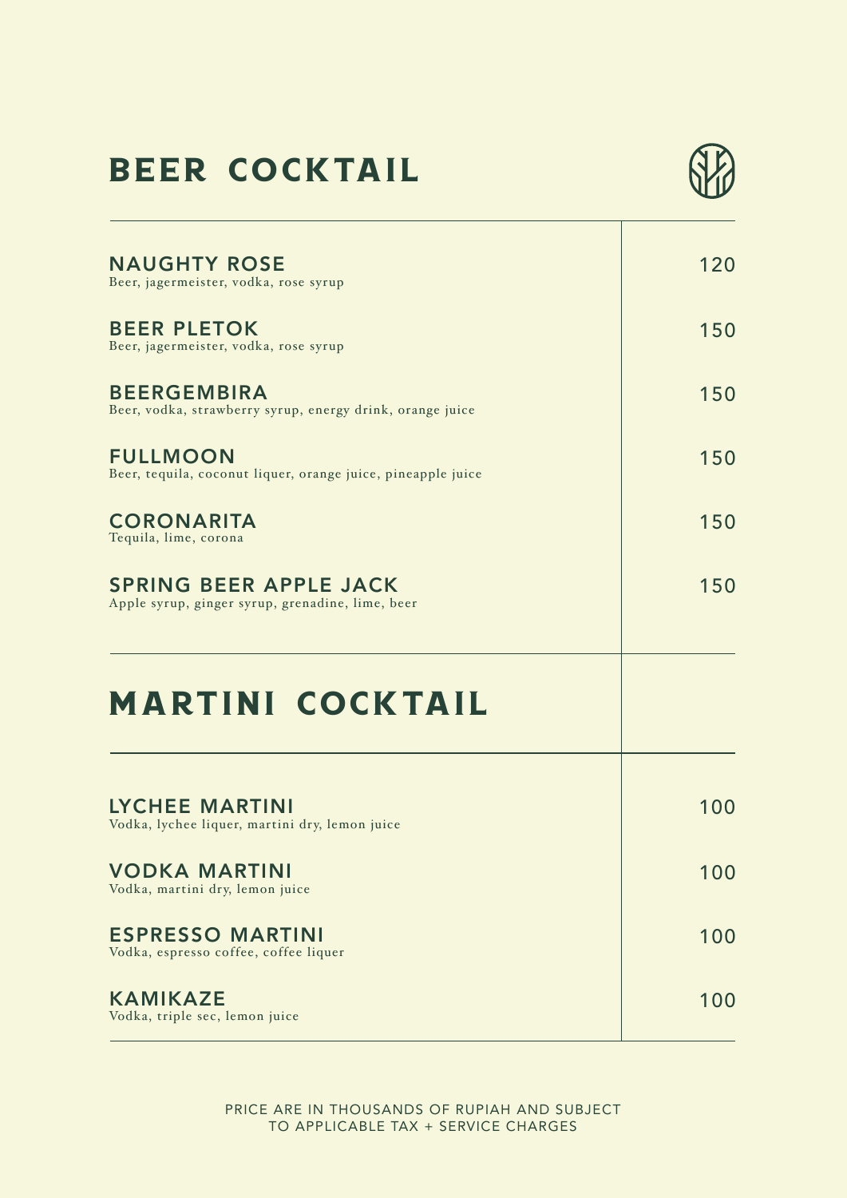# BEER COCKTAIL

**NAUGHTY ROSE** — 120
Beer, jagermeister, vodka, rose syrup

**BEER PLETOK** — 150
Beer, jagermeister, vodka, rose syrup

**BEERGEMBIRA** — 150
Beer, vodka, strawberry syrup, energy drink, orange juice

**FULLMOON** — 150
Beer, tequila, coconut liquer, orange juice, pineapple juice

**CORONARITA** — 150
Tequila, lime, corona

**SPRING BEER APPLE JACK** — 150
Apple syrup, ginger syrup, grenadine, lime, beer

# MARTINI COCKTAIL

**LYCHEE MARTINI** — 100
Vodka, lychee liquer, martini dry, lemon juice

**VODKA MARTINI** — 100
Vodka, martini dry, lemon juice

**ESPRESSO MARTINI** — 100
Vodka, espresso coffee, coffee liquer

**KAMIKAZE** — 100
Vodka, triple sec, lemon juice

PRICE ARE IN THOUSANDS OF RUPIAH AND SUBJECT TO APPLICABLE TAX + SERVICE CHARGES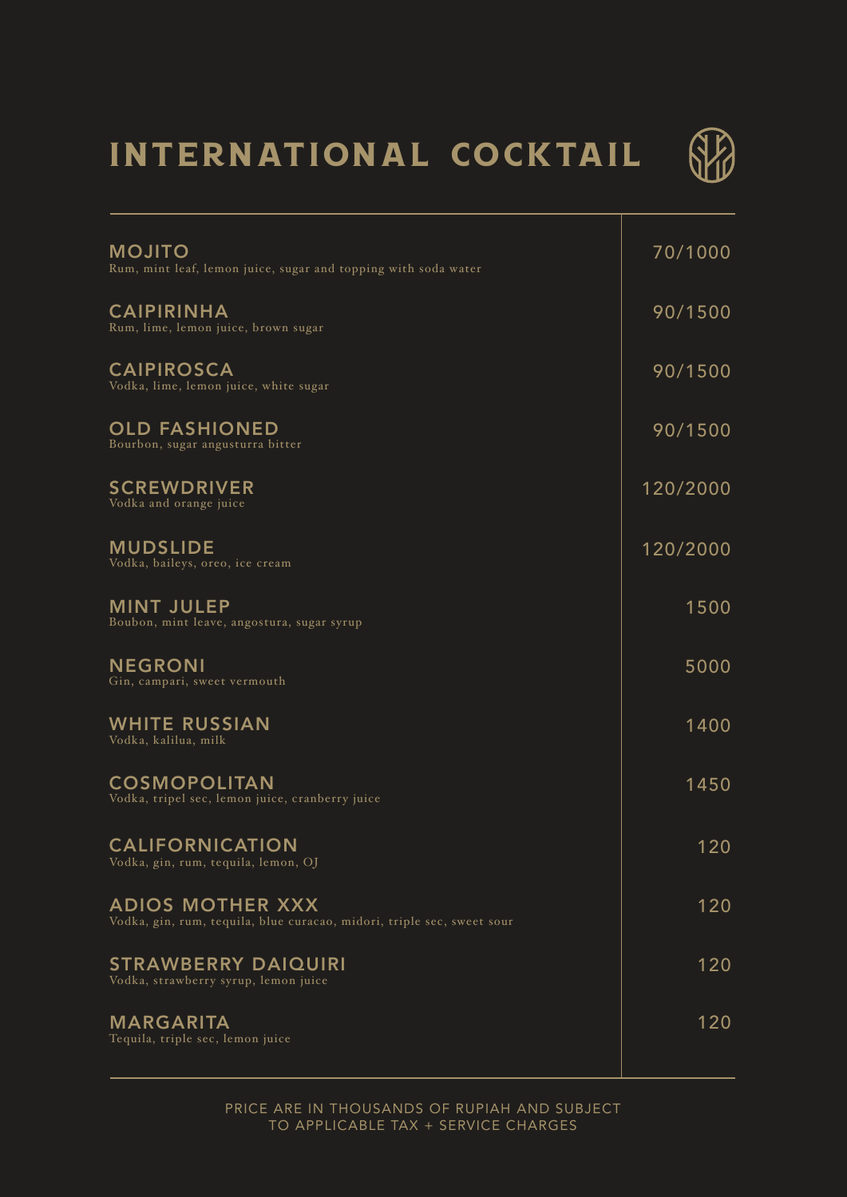# INTERNATIONAL COCKTAIL

| | |
|---|---|
| **MOJITO**<br>Rum, mint leaf, lemon juice, sugar and topping with soda water | 70/1000 |
| **CAIPIRINHA**<br>Rum, lime, lemon juice, brown sugar | 90/1500 |
| **CAIPIROSCA**<br>Vodka, lime, lemon juice, white sugar | 90/1500 |
| **OLD FASHIONED**<br>Bourbon, sugar angusturra bitter | 90/1500 |
| **SCREWDRIVER**<br>Vodka and orange juice | 120/2000 |
| **MUDSLIDE**<br>Vodka, baileys, oreo, ice cream | 120/2000 |
| **MINT JULEP**<br>Boubon, mint leave, angostura, sugar syrup | 1500 |
| **NEGRONI**<br>Gin, campari, sweet vermouth | 5000 |
| **WHITE RUSSIAN**<br>Vodka, kalilua, milk | 1400 |
| **COSMOPOLITAN**<br>Vodka, tripel sec, lemon juice, cranberry juice | 1450 |
| **CALIFORNICATION**<br>Vodka, gin, rum, tequila, lemon, OJ | 120 |
| **ADIOS MOTHER XXX**<br>Vodka, gin, rum, tequila, blue curacao, midori, triple sec, sweet sour | 120 |
| **STRAWBERRY DAIQUIRI**<br>Vodka, strawberry syrup, lemon juice | 120 |
| **MARGARITA**<br>Tequila, triple sec, lemon juice | 120 |

PRICE ARE IN THOUSANDS OF RUPIAH AND SUBJECT TO APPLICABLE TAX + SERVICE CHARGES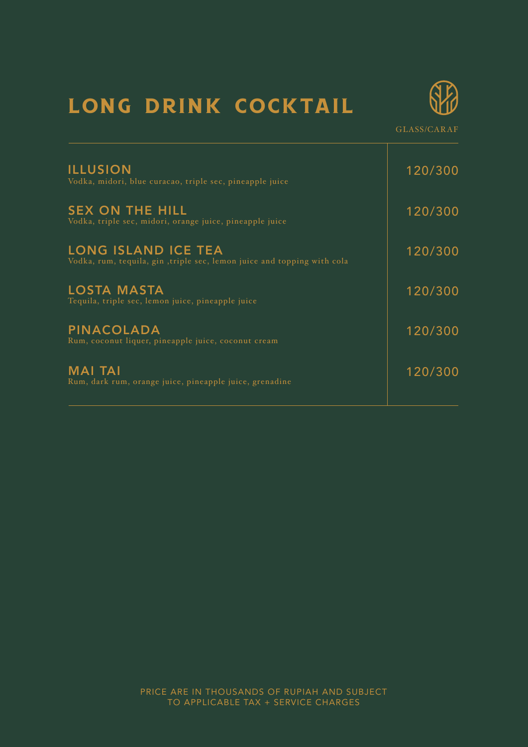# LONG DRINK COCKTAIL

GLASS/CARAF

| | |
|---|---|
| **ILLUSION**<br>Vodka, midori, blue curacao, triple sec, pineapple juice | 120/300 |
| **SEX ON THE HILL**<br>Vodka, triple sec, midori, orange juice, pineapple juice | 120/300 |
| **LONG ISLAND ICE TEA**<br>Vodka, rum, tequila, gin ,triple sec, lemon juice and topping with cola | 120/300 |
| **LOSTA MASTA**<br>Tequila, triple sec, lemon juice, pineapple juice | 120/300 |
| **PINACOLADA**<br>Rum, coconut liquer, pineapple juice, coconut cream | 120/300 |
| **MAI TAI**<br>Rum, dark rum, orange juice, pineapple juice, grenadine | 120/300 |

PRICE ARE IN THOUSANDS OF RUPIAH AND SUBJECT TO APPLICABLE TAX + SERVICE CHARGES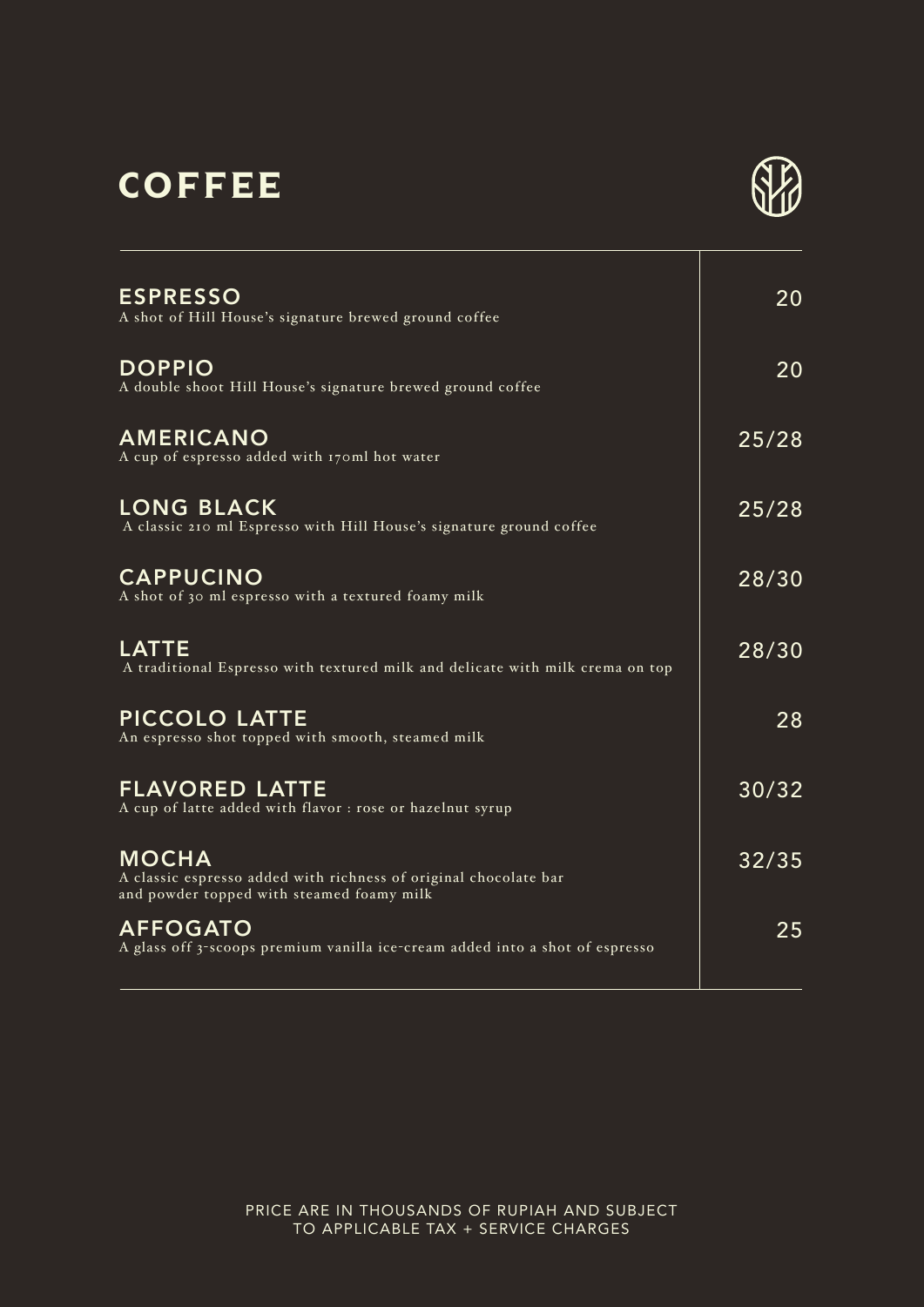# COFFEE

| Item | Price |
| --- | --- |
| **ESPRESSO**<br>A shot of Hill House's signature brewed ground coffee | 20 |
| **DOPPIO**<br>A double shoot Hill House's signature brewed ground coffee | 20 |
| **AMERICANO**<br>A cup of espresso added with 170ml hot water | 25/28 |
| **LONG BLACK**<br>A classic 210 ml Espresso with Hill House's signature ground coffee | 25/28 |
| **CAPPUCINO**<br>A shot of 30 ml espresso with a textured foamy milk | 28/30 |
| **LATTE**<br>A traditional Espresso with textured milk and delicate with milk crema on top | 28/30 |
| **PICCOLO LATTE**<br>An espresso shot topped with smooth, steamed milk | 28 |
| **FLAVORED LATTE**<br>A cup of latte added with flavor : rose or hazelnut syrup | 30/32 |
| **MOCHA**<br>A classic espresso added with richness of original chocolate bar and powder topped with steamed foamy milk | 32/35 |
| **AFFOGATO**<br>A glass off 3-scoops premium vanilla ice-cream added into a shot of espresso | 25 |

PRICE ARE IN THOUSANDS OF RUPIAH AND SUBJECT TO APPLICABLE TAX + SERVICE CHARGES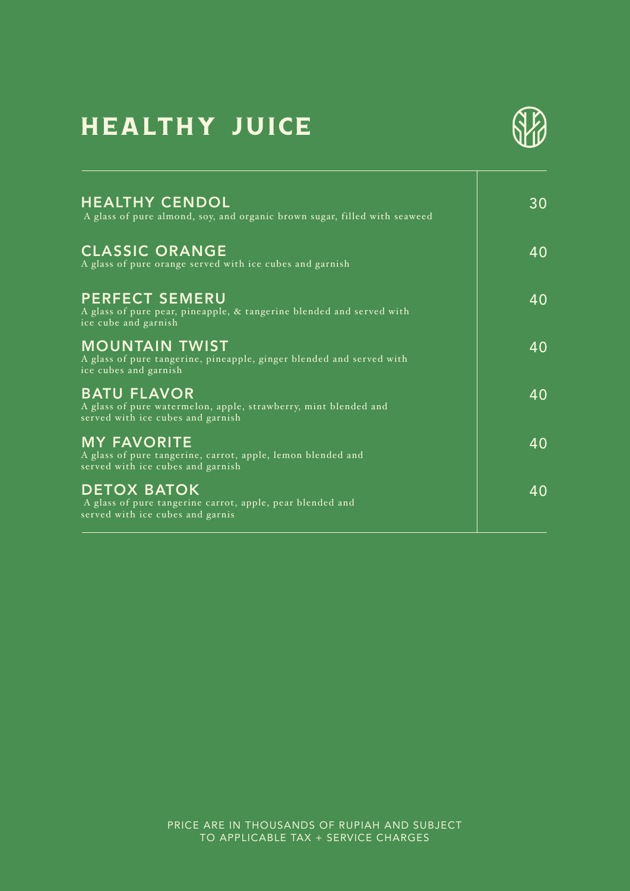# HEALTHY JUICE

| Item | Price |
|---|---|
| **HEALTHY CENDOL**<br>A glass of pure almond, soy, and organic brown sugar, filled with seaweed | 30 |
| **CLASSIC ORANGE**<br>A glass of pure orange served with ice cubes and garnish | 40 |
| **PERFECT SEMERU**<br>A glass of pure pear, pineapple, & tangerine blended and served with ice cube and garnish | 40 |
| **MOUNTAIN TWIST**<br>A glass of pure tangerine, pineapple, ginger blended and served with ice cubes and garnish | 40 |
| **BATU FLAVOR**<br>A glass of pure watermelon, apple, strawberry, mint blended and served with ice cubes and garnish | 40 |
| **MY FAVORITE**<br>A glass of pure tangerine, carrot, apple, lemon blended and served with ice cubes and garnish | 40 |
| **DETOX BATOK**<br>A glass of pure tangerine carrot, apple, pear blended and served with ice cubes and garnis | 40 |

PRICE ARE IN THOUSANDS OF RUPIAH AND SUBJECT TO APPLICABLE TAX + SERVICE CHARGES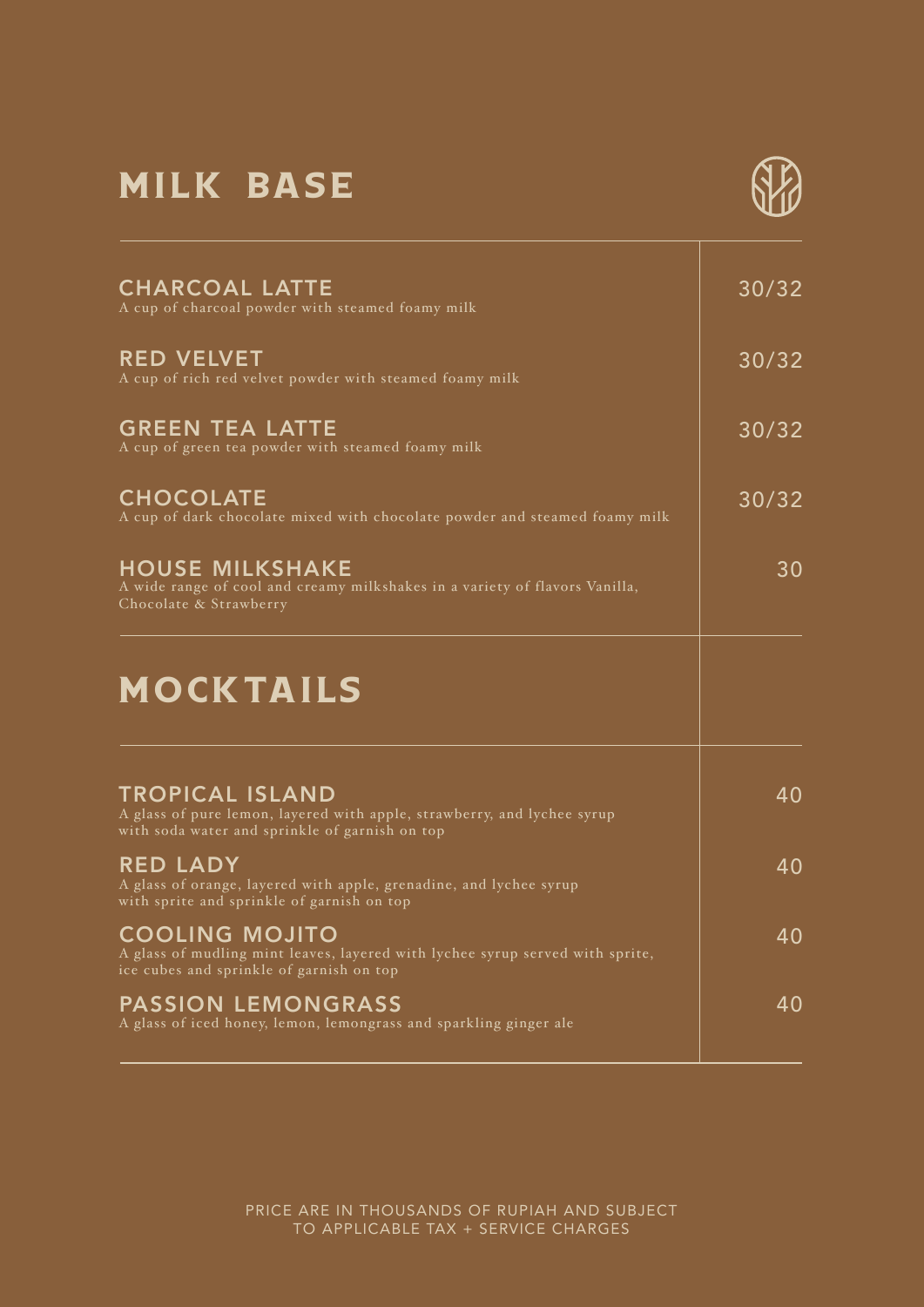# MILK BASE

| Item | Price |
|---|---|
| **CHARCOAL LATTE**<br>A cup of charcoal powder with steamed foamy milk | 30/32 |
| **RED VELVET**<br>A cup of rich red velvet powder with steamed foamy milk | 30/32 |
| **GREEN TEA LATTE**<br>A cup of green tea powder with steamed foamy milk | 30/32 |
| **CHOCOLATE**<br>A cup of dark chocolate mixed with chocolate powder and steamed foamy milk | 30/32 |
| **HOUSE MILKSHAKE**<br>A wide range of cool and creamy milkshakes in a variety of flavors Vanilla, Chocolate & Strawberry | 30 |

# MOCKTAILS

| Item | Price |
|---|---|
| **TROPICAL ISLAND**<br>A glass of pure lemon, layered with apple, strawberry, and lychee syrup with soda water and sprinkle of garnish on top | 40 |
| **RED LADY**<br>A glass of orange, layered with apple, grenadine, and lychee syrup with sprite and sprinkle of garnish on top | 40 |
| **COOLING MOJITO**<br>A glass of mudling mint leaves, layered with lychee syrup served with sprite, ice cubes and sprinkle of garnish on top | 40 |
| **PASSION LEMONGRASS**<br>A glass of iced honey, lemon, lemongrass and sparkling ginger ale | 40 |

PRICE ARE IN THOUSANDS OF RUPIAH AND SUBJECT TO APPLICABLE TAX + SERVICE CHARGES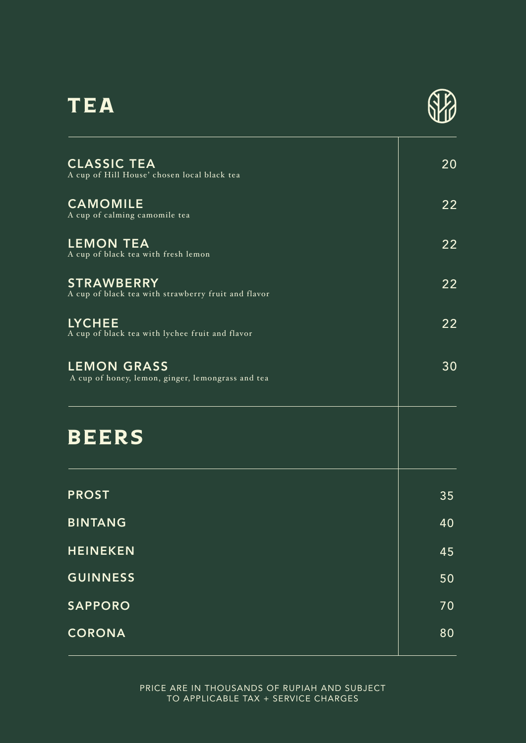# TEA

| Item | Price |
|---|---|
| **CLASSIC TEA**<br>A cup of Hill House' chosen local black tea | 20 |
| **CAMOMILE**<br>A cup of calming camomile tea | 22 |
| **LEMON TEA**<br>A cup of black tea with fresh lemon | 22 |
| **STRAWBERRY**<br>A cup of black tea with strawberry fruit and flavor | 22 |
| **LYCHEE**<br>A cup of black tea with lychee fruit and flavor | 22 |
| **LEMON GRASS**<br>A cup of honey, lemon, ginger, lemongrass and tea | 30 |

# BEERS

| Item | Price |
|---|---|
| PROST | 35 |
| BINTANG | 40 |
| HEINEKEN | 45 |
| GUINNESS | 50 |
| SAPPORO | 70 |
| CORONA | 80 |

PRICE ARE IN THOUSANDS OF RUPIAH AND SUBJECT TO APPLICABLE TAX + SERVICE CHARGES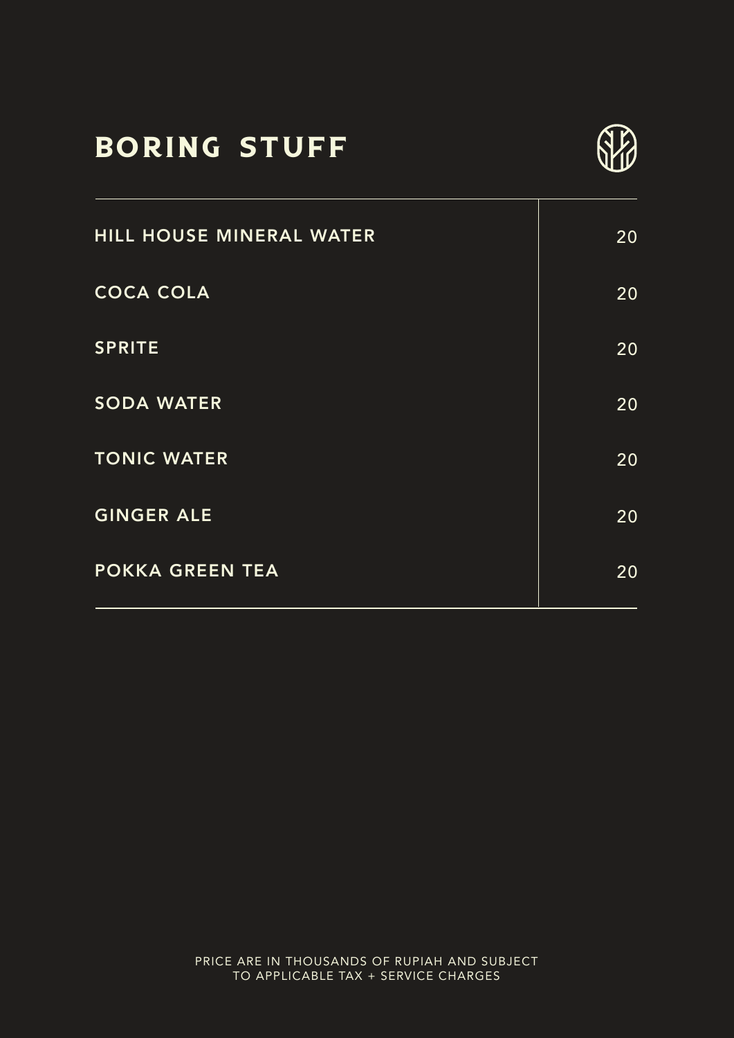# BORING STUFF

| | |
|---|---|
| HILL HOUSE MINERAL WATER | 20 |
| COCA COLA | 20 |
| SPRITE | 20 |
| SODA WATER | 20 |
| TONIC WATER | 20 |
| GINGER ALE | 20 |
| POKKA GREEN TEA | 20 |

PRICE ARE IN THOUSANDS OF RUPIAH AND SUBJECT TO APPLICABLE TAX + SERVICE CHARGES